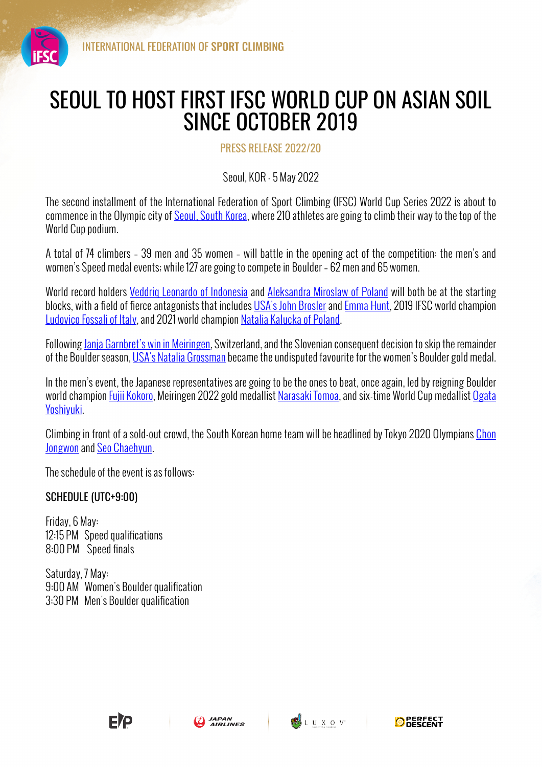INTERNATIONAL FEDERATION OF SPORT CLIMBING

# SEOUL TO HOST FIRST IFSC WORLD CUP ON ASIAN SOIL SINCE OCTOBER 2019

PRESS RELEASE 2022/20

Seoul, KOR - 5 May 2022

The second installment of the International Federation of Sport Climbing (IFSC) World Cup Series 2022 is about to commence in the Olympic city of Seoul, South Korea, where 210 athletes are going to climb their way to the top of the World Cup podium.

A total of 74 climbers – 39 men and 35 women – will battle in the opening act of the competition: the men's and women's Speed medal events; while 127 are going to compete in Boulder – 62 men and 65 women.

World record holders Veddriq Leonardo of Indonesia and Aleksandra Miroslaw of Poland will both be at the starting blocks, with a field of fierce antagonists that includes USA's John Brosler and Emma Hunt, 2019 IFSC world champion Ludovico Fossali of Italy, and 2021 world champion Natalia Kalucka of Poland.

Following Janja Garnbret's win in Meiringen, Switzerland, and the Slovenian consequent decision to skip the remainder of the Boulder season, USA's Natalia Grossman became the undisputed favourite for the women's Boulder gold medal.

In the men's event, the Japanese representatives are going to be the ones to beat, once again, led by reigning Boulder world champion Fujii Kokoro, Meiringen 2022 gold medallist Narasaki Tomoa, and six-time World Cup medallist Ogata Yoshiyuki.

Climbing in front of a sold-out crowd, the South Korean home team will be headlined by Tokyo 2020 Olympians Chon Jongwon and Seo Chaehyun.

The schedule of the event is as follows:

**SCHEDULE (UTC+9:00)**

Friday, 6 May:
12:15 PM Speed qualifications
8:00 PM Speed finals

Saturday, 7 May:
9:00 AM Women's Boulder qualification
3:30 PM Men's Boulder qualification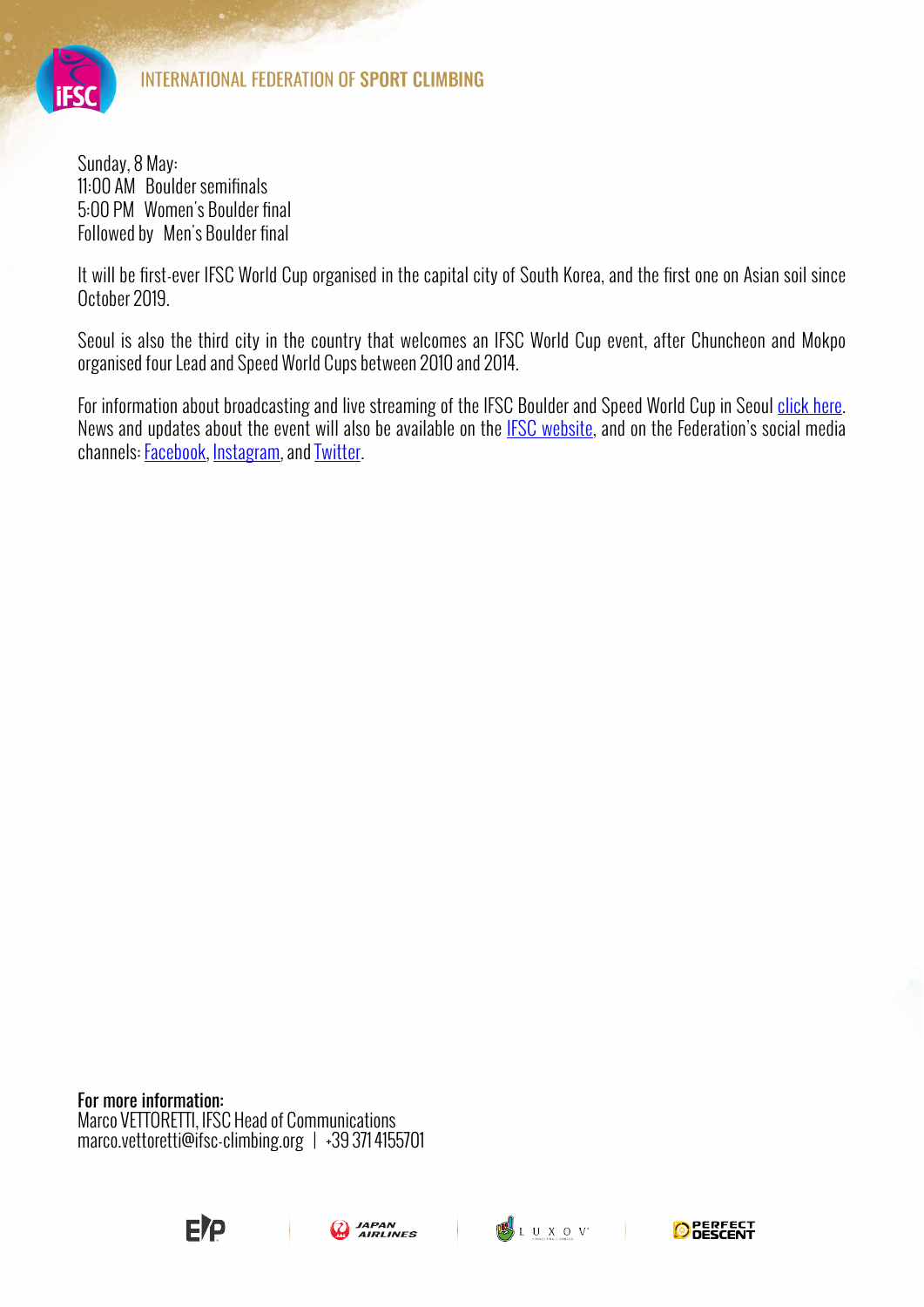Sunday, 8 May:
11:00 AM Boulder semifinals
5:00 PM Women's Boulder final
Followed by Men's Boulder final

It will be first-ever IFSC World Cup organised in the capital city of South Korea, and the first one on Asian soil since October 2019.

Seoul is also the third city in the country that welcomes an IFSC World Cup event, after Chuncheon and Mokpo organised four Lead and Speed World Cups between 2010 and 2014.

For information about broadcasting and live streaming of the IFSC Boulder and Speed World Cup in Seoul click here. News and updates about the event will also be available on the IFSC website, and on the Federation's social media channels: Facebook, Instagram, and Twitter.

**For more information:**
Marco VETTORETTI, IFSC Head of Communications
marco.vettoretti@ifsc-climbing.org | +39 371 4155701